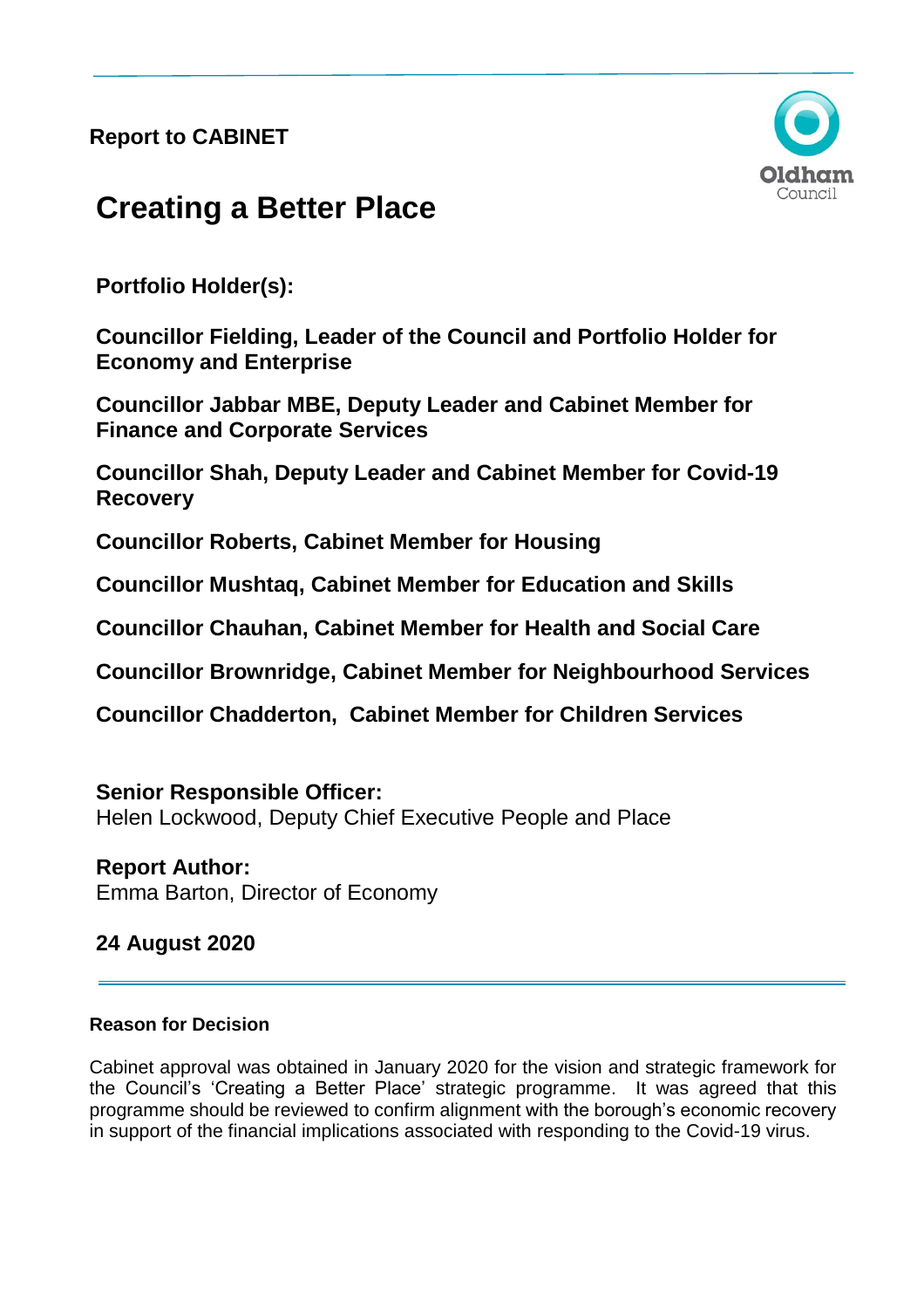**Report to CABINET**

# Creating a Better Place

**Portfolio Holder(s):**

**Councillor Fielding, Leader of the Council and Portfolio Holder for Economy and Enterprise**

**Councillor Jabbar MBE, Deputy Leader and Cabinet Member for Finance and Corporate Services**

**Councillor Shah, Deputy Leader and Cabinet Member for Covid-19 Recovery**

**Councillor Roberts, Cabinet Member for Housing**

**Councillor Mushtaq, Cabinet Member for Education and Skills**

**Councillor Chauhan, Cabinet Member for Health and Social Care**

**Councillor Brownridge, Cabinet Member for Neighbourhood Services**

**Councillor Chadderton, Cabinet Member for Children Services**

**Senior Responsible Officer:**
Helen Lockwood, Deputy Chief Executive People and Place

**Report Author:**
Emma Barton, Director of Economy

**24 August 2020**

---

**Reason for Decision**

Cabinet approval was obtained in January 2020 for the vision and strategic framework for the Council's 'Creating a Better Place' strategic programme. It was agreed that this programme should be reviewed to confirm alignment with the borough's economic recovery in support of the financial implications associated with responding to the Covid-19 virus.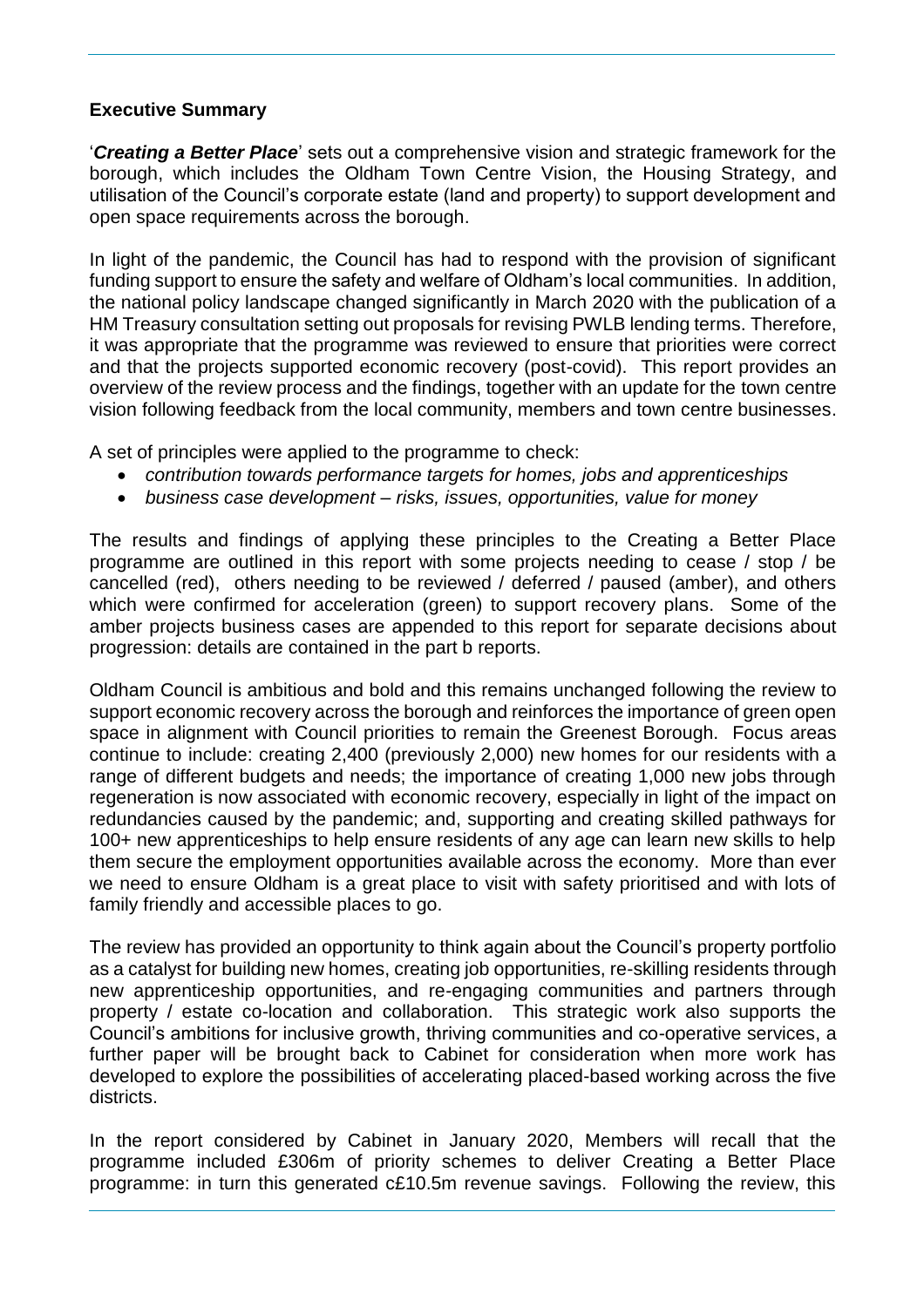**Executive Summary**

'***Creating a Better Place***' sets out a comprehensive vision and strategic framework for the borough, which includes the Oldham Town Centre Vision, the Housing Strategy, and utilisation of the Council's corporate estate (land and property) to support development and open space requirements across the borough.

In light of the pandemic, the Council has had to respond with the provision of significant funding support to ensure the safety and welfare of Oldham's local communities. In addition, the national policy landscape changed significantly in March 2020 with the publication of a HM Treasury consultation setting out proposals for revising PWLB lending terms. Therefore, it was appropriate that the programme was reviewed to ensure that priorities were correct and that the projects supported economic recovery (post-covid). This report provides an overview of the review process and the findings, together with an update for the town centre vision following feedback from the local community, members and town centre businesses.

A set of principles were applied to the programme to check:

- *contribution towards performance targets for homes, jobs and apprenticeships*
- *business case development – risks, issues, opportunities, value for money*

The results and findings of applying these principles to the Creating a Better Place programme are outlined in this report with some projects needing to cease / stop / be cancelled (red), others needing to be reviewed / deferred / paused (amber), and others which were confirmed for acceleration (green) to support recovery plans. Some of the amber projects business cases are appended to this report for separate decisions about progression: details are contained in the part b reports.

Oldham Council is ambitious and bold and this remains unchanged following the review to support economic recovery across the borough and reinforces the importance of green open space in alignment with Council priorities to remain the Greenest Borough. Focus areas continue to include: creating 2,400 (previously 2,000) new homes for our residents with a range of different budgets and needs; the importance of creating 1,000 new jobs through regeneration is now associated with economic recovery, especially in light of the impact on redundancies caused by the pandemic; and, supporting and creating skilled pathways for 100+ new apprenticeships to help ensure residents of any age can learn new skills to help them secure the employment opportunities available across the economy. More than ever we need to ensure Oldham is a great place to visit with safety prioritised and with lots of family friendly and accessible places to go.

The review has provided an opportunity to think again about the Council's property portfolio as a catalyst for building new homes, creating job opportunities, re-skilling residents through new apprenticeship opportunities, and re-engaging communities and partners through property / estate co-location and collaboration. This strategic work also supports the Council's ambitions for inclusive growth, thriving communities and co-operative services, a further paper will be brought back to Cabinet for consideration when more work has developed to explore the possibilities of accelerating placed-based working across the five districts.

In the report considered by Cabinet in January 2020, Members will recall that the programme included £306m of priority schemes to deliver Creating a Better Place programme: in turn this generated c£10.5m revenue savings. Following the review, this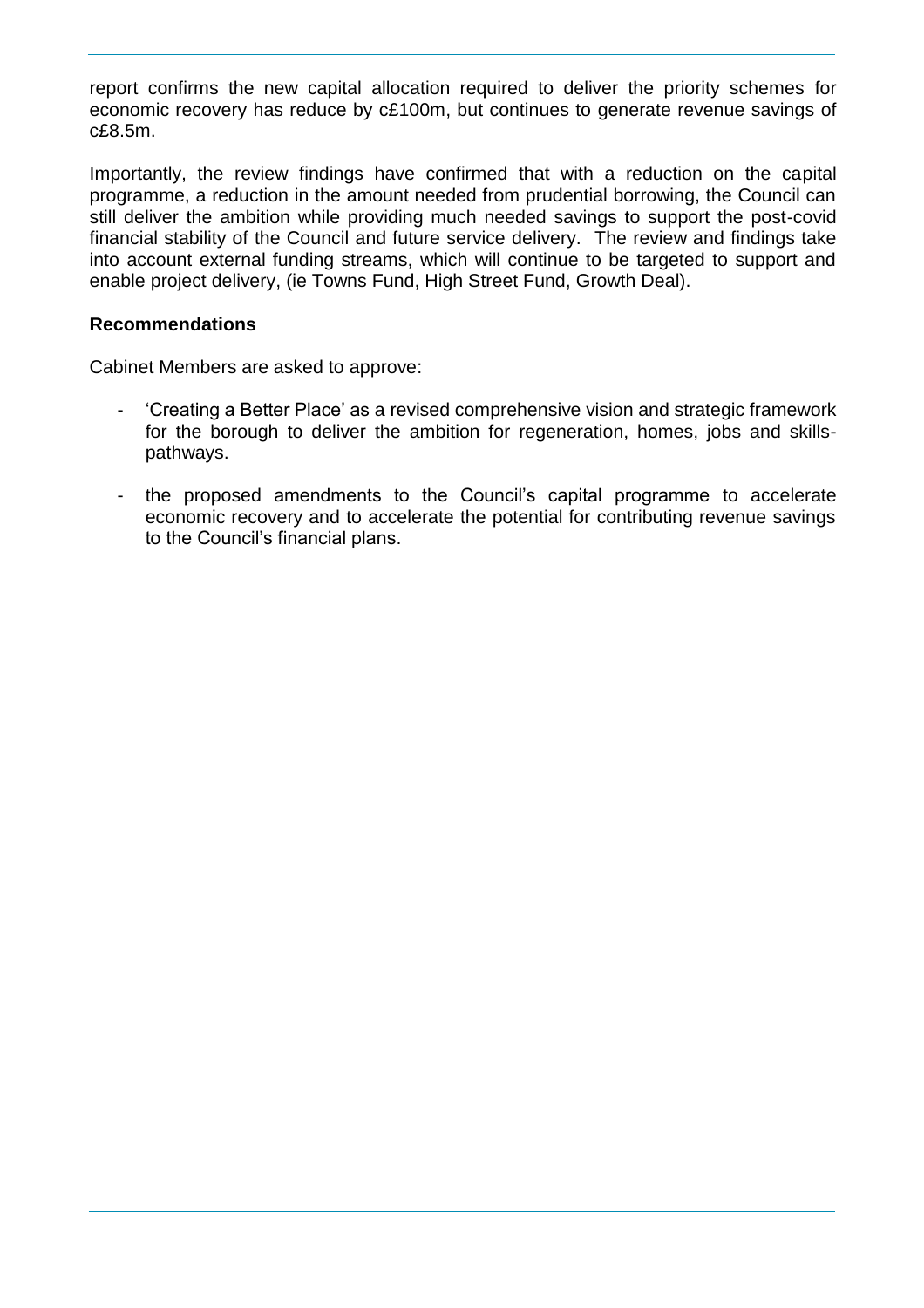report confirms the new capital allocation required to deliver the priority schemes for economic recovery has reduce by c£100m, but continues to generate revenue savings of c£8.5m.

Importantly, the review findings have confirmed that with a reduction on the capital programme, a reduction in the amount needed from prudential borrowing, the Council can still deliver the ambition while providing much needed savings to support the post-covid financial stability of the Council and future service delivery. The review and findings take into account external funding streams, which will continue to be targeted to support and enable project delivery, (ie Towns Fund, High Street Fund, Growth Deal).

**Recommendations**

Cabinet Members are asked to approve:

- 'Creating a Better Place' as a revised comprehensive vision and strategic framework for the borough to deliver the ambition for regeneration, homes, jobs and skills-pathways.

- the proposed amendments to the Council's capital programme to accelerate economic recovery and to accelerate the potential for contributing revenue savings to the Council's financial plans.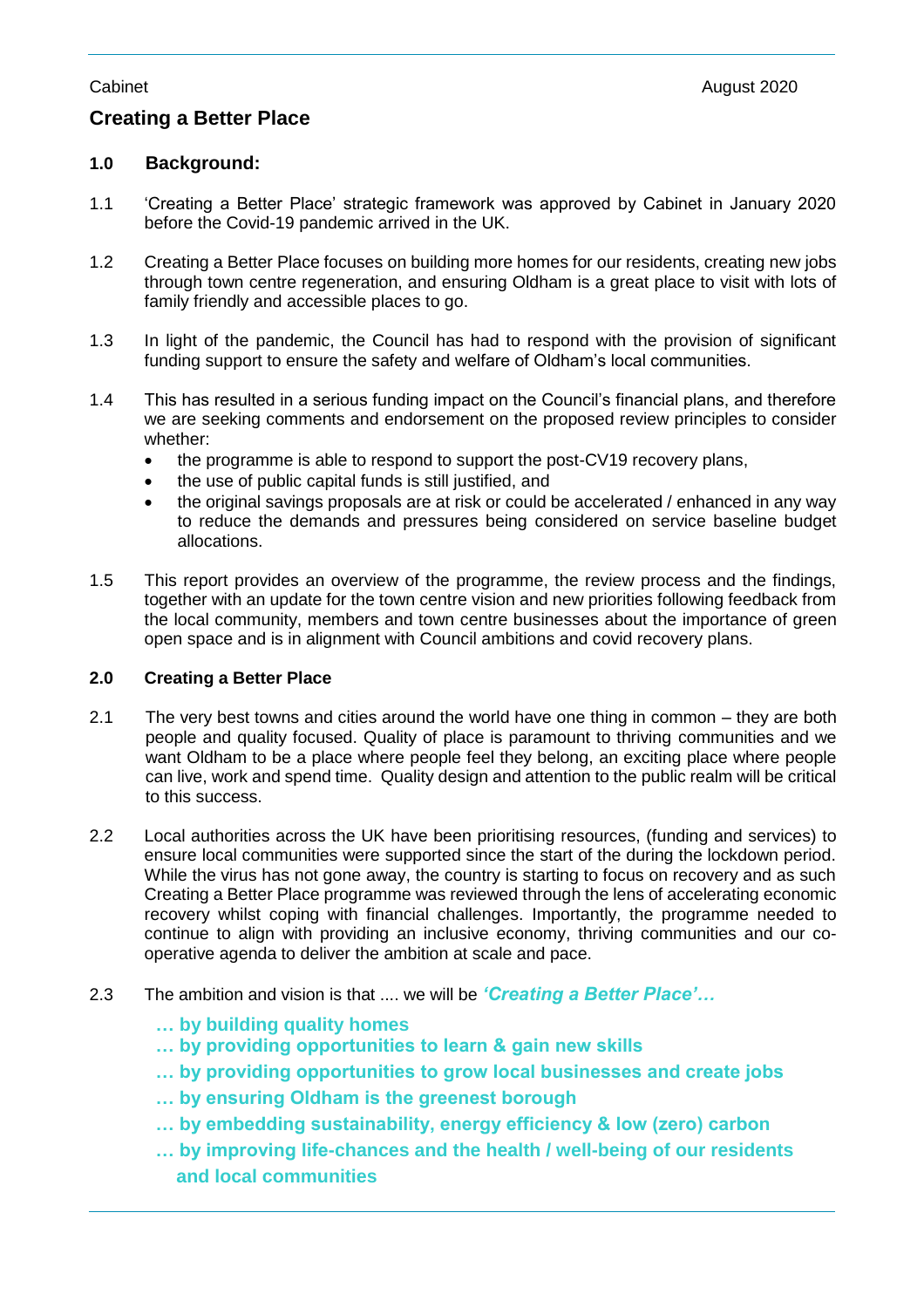Cabinet August 2020

## Creating a Better Place

### 1.0 Background:

1.1 'Creating a Better Place' strategic framework was approved by Cabinet in January 2020 before the Covid-19 pandemic arrived in the UK.

1.2 Creating a Better Place focuses on building more homes for our residents, creating new jobs through town centre regeneration, and ensuring Oldham is a great place to visit with lots of family friendly and accessible places to go.

1.3 In light of the pandemic, the Council has had to respond with the provision of significant funding support to ensure the safety and welfare of Oldham's local communities.

1.4 This has resulted in a serious funding impact on the Council's financial plans, and therefore we are seeking comments and endorsement on the proposed review principles to consider whether:

- the programme is able to respond to support the post-CV19 recovery plans,
- the use of public capital funds is still justified, and
- the original savings proposals are at risk or could be accelerated / enhanced in any way to reduce the demands and pressures being considered on service baseline budget allocations.

1.5 This report provides an overview of the programme, the review process and the findings, together with an update for the town centre vision and new priorities following feedback from the local community, members and town centre businesses about the importance of green open space and is in alignment with Council ambitions and covid recovery plans.

### 2.0 Creating a Better Place

2.1 The very best towns and cities around the world have one thing in common – they are both people and quality focused. Quality of place is paramount to thriving communities and we want Oldham to be a place where people feel they belong, an exciting place where people can live, work and spend time. Quality design and attention to the public realm will be critical to this success.

2.2 Local authorities across the UK have been prioritising resources, (funding and services) to ensure local communities were supported since the start of the during the lockdown period. While the virus has not gone away, the country is starting to focus on recovery and as such Creating a Better Place programme was reviewed through the lens of accelerating economic recovery whilst coping with financial challenges. Importantly, the programme needed to continue to align with providing an inclusive economy, thriving communities and our co-operative agenda to deliver the ambition at scale and pace.

2.3 The ambition and vision is that .... we will be ***'Creating a Better Place'…***

**… by building quality homes**
**… by providing opportunities to learn & gain new skills**
**… by providing opportunities to grow local businesses and create jobs**
**… by ensuring Oldham is the greenest borough**
**… by embedding sustainability, energy efficiency & low (zero) carbon**
**… by improving life-chances and the health / well-being of our residents and local communities**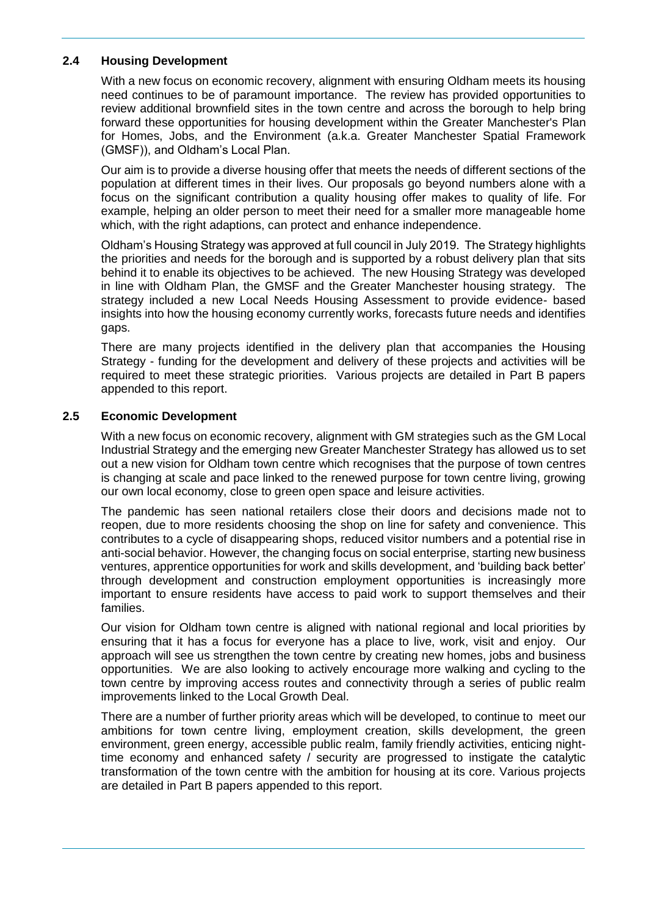### 2.4 Housing Development

With a new focus on economic recovery, alignment with ensuring Oldham meets its housing need continues to be of paramount importance. The review has provided opportunities to review additional brownfield sites in the town centre and across the borough to help bring forward these opportunities for housing development within the Greater Manchester's Plan for Homes, Jobs, and the Environment (a.k.a. Greater Manchester Spatial Framework (GMSF)), and Oldham's Local Plan.

Our aim is to provide a diverse housing offer that meets the needs of different sections of the population at different times in their lives. Our proposals go beyond numbers alone with a focus on the significant contribution a quality housing offer makes to quality of life. For example, helping an older person to meet their need for a smaller more manageable home which, with the right adaptions, can protect and enhance independence.

Oldham's Housing Strategy was approved at full council in July 2019. The Strategy highlights the priorities and needs for the borough and is supported by a robust delivery plan that sits behind it to enable its objectives to be achieved. The new Housing Strategy was developed in line with Oldham Plan, the GMSF and the Greater Manchester housing strategy. The strategy included a new Local Needs Housing Assessment to provide evidence- based insights into how the housing economy currently works, forecasts future needs and identifies gaps.

There are many projects identified in the delivery plan that accompanies the Housing Strategy - funding for the development and delivery of these projects and activities will be required to meet these strategic priorities. Various projects are detailed in Part B papers appended to this report.

### 2.5 Economic Development

With a new focus on economic recovery, alignment with GM strategies such as the GM Local Industrial Strategy and the emerging new Greater Manchester Strategy has allowed us to set out a new vision for Oldham town centre which recognises that the purpose of town centres is changing at scale and pace linked to the renewed purpose for town centre living, growing our own local economy, close to green open space and leisure activities.

The pandemic has seen national retailers close their doors and decisions made not to reopen, due to more residents choosing the shop on line for safety and convenience. This contributes to a cycle of disappearing shops, reduced visitor numbers and a potential rise in anti-social behavior. However, the changing focus on social enterprise, starting new business ventures, apprentice opportunities for work and skills development, and 'building back better' through development and construction employment opportunities is increasingly more important to ensure residents have access to paid work to support themselves and their families.

Our vision for Oldham town centre is aligned with national regional and local priorities by ensuring that it has a focus for everyone has a place to live, work, visit and enjoy. Our approach will see us strengthen the town centre by creating new homes, jobs and business opportunities. We are also looking to actively encourage more walking and cycling to the town centre by improving access routes and connectivity through a series of public realm improvements linked to the Local Growth Deal.

There are a number of further priority areas which will be developed, to continue to meet our ambitions for town centre living, employment creation, skills development, the green environment, green energy, accessible public realm, family friendly activities, enticing night-time economy and enhanced safety / security are progressed to instigate the catalytic transformation of the town centre with the ambition for housing at its core. Various projects are detailed in Part B papers appended to this report.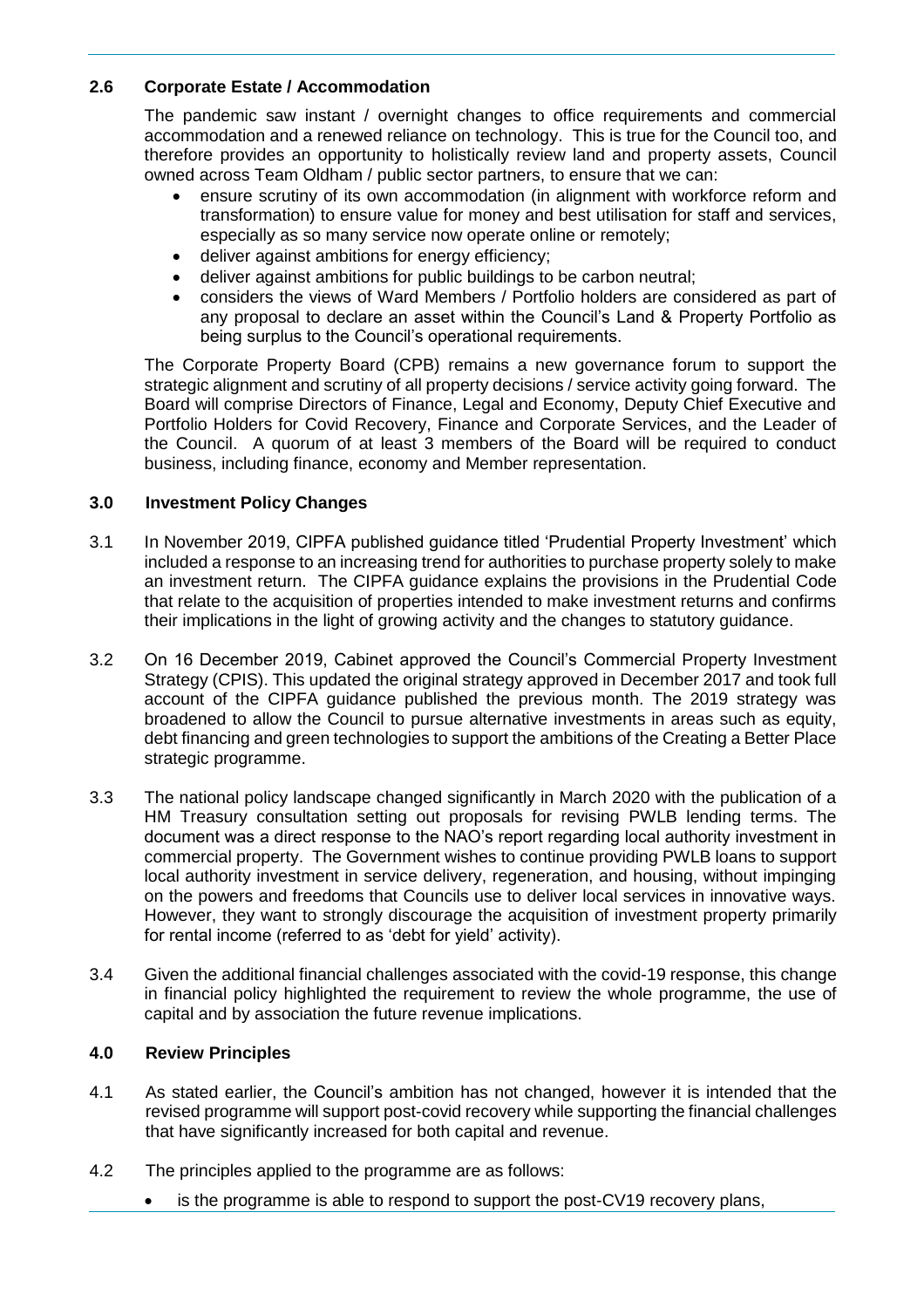### 2.6 Corporate Estate / Accommodation

The pandemic saw instant / overnight changes to office requirements and commercial accommodation and a renewed reliance on technology. This is true for the Council too, and therefore provides an opportunity to holistically review land and property assets, Council owned across Team Oldham / public sector partners, to ensure that we can:

- ensure scrutiny of its own accommodation (in alignment with workforce reform and transformation) to ensure value for money and best utilisation for staff and services, especially as so many service now operate online or remotely;
- deliver against ambitions for energy efficiency;
- deliver against ambitions for public buildings to be carbon neutral;
- considers the views of Ward Members / Portfolio holders are considered as part of any proposal to declare an asset within the Council's Land & Property Portfolio as being surplus to the Council's operational requirements.

The Corporate Property Board (CPB) remains a new governance forum to support the strategic alignment and scrutiny of all property decisions / service activity going forward. The Board will comprise Directors of Finance, Legal and Economy, Deputy Chief Executive and Portfolio Holders for Covid Recovery, Finance and Corporate Services, and the Leader of the Council. A quorum of at least 3 members of the Board will be required to conduct business, including finance, economy and Member representation.

### 3.0 Investment Policy Changes

3.1 In November 2019, CIPFA published guidance titled 'Prudential Property Investment' which included a response to an increasing trend for authorities to purchase property solely to make an investment return. The CIPFA guidance explains the provisions in the Prudential Code that relate to the acquisition of properties intended to make investment returns and confirms their implications in the light of growing activity and the changes to statutory guidance.

3.2 On 16 December 2019, Cabinet approved the Council's Commercial Property Investment Strategy (CPIS). This updated the original strategy approved in December 2017 and took full account of the CIPFA guidance published the previous month. The 2019 strategy was broadened to allow the Council to pursue alternative investments in areas such as equity, debt financing and green technologies to support the ambitions of the Creating a Better Place strategic programme.

3.3 The national policy landscape changed significantly in March 2020 with the publication of a HM Treasury consultation setting out proposals for revising PWLB lending terms. The document was a direct response to the NAO's report regarding local authority investment in commercial property. The Government wishes to continue providing PWLB loans to support local authority investment in service delivery, regeneration, and housing, without impinging on the powers and freedoms that Councils use to deliver local services in innovative ways. However, they want to strongly discourage the acquisition of investment property primarily for rental income (referred to as 'debt for yield' activity).

3.4 Given the additional financial challenges associated with the covid-19 response, this change in financial policy highlighted the requirement to review the whole programme, the use of capital and by association the future revenue implications.

### 4.0 Review Principles

4.1 As stated earlier, the Council's ambition has not changed, however it is intended that the revised programme will support post-covid recovery while supporting the financial challenges that have significantly increased for both capital and revenue.

4.2 The principles applied to the programme are as follows:

- is the programme is able to respond to support the post-CV19 recovery plans,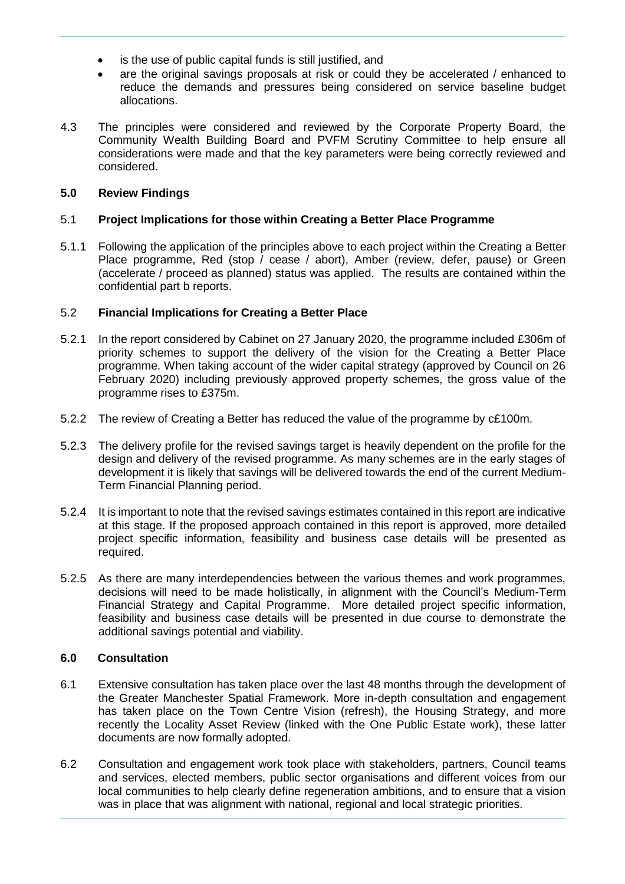- is the use of public capital funds is still justified, and
- are the original savings proposals at risk or could they be accelerated / enhanced to reduce the demands and pressures being considered on service baseline budget allocations.

4.3 The principles were considered and reviewed by the Corporate Property Board, the Community Wealth Building Board and PVFM Scrutiny Committee to help ensure all considerations were made and that the key parameters were being correctly reviewed and considered.

## 5.0 Review Findings

### 5.1 Project Implications for those within Creating a Better Place Programme

5.1.1 Following the application of the principles above to each project within the Creating a Better Place programme, Red (stop / cease / abort), Amber (review, defer, pause) or Green (accelerate / proceed as planned) status was applied. The results are contained within the confidential part b reports.

### 5.2 Financial Implications for Creating a Better Place

5.2.1 In the report considered by Cabinet on 27 January 2020, the programme included £306m of priority schemes to support the delivery of the vision for the Creating a Better Place programme. When taking account of the wider capital strategy (approved by Council on 26 February 2020) including previously approved property schemes, the gross value of the programme rises to £375m.

5.2.2 The review of Creating a Better has reduced the value of the programme by c£100m.

5.2.3 The delivery profile for the revised savings target is heavily dependent on the profile for the design and delivery of the revised programme. As many schemes are in the early stages of development it is likely that savings will be delivered towards the end of the current Medium-Term Financial Planning period.

5.2.4 It is important to note that the revised savings estimates contained in this report are indicative at this stage. If the proposed approach contained in this report is approved, more detailed project specific information, feasibility and business case details will be presented as required.

5.2.5 As there are many interdependencies between the various themes and work programmes, decisions will need to be made holistically, in alignment with the Council's Medium-Term Financial Strategy and Capital Programme. More detailed project specific information, feasibility and business case details will be presented in due course to demonstrate the additional savings potential and viability.

## 6.0 Consultation

6.1 Extensive consultation has taken place over the last 48 months through the development of the Greater Manchester Spatial Framework. More in-depth consultation and engagement has taken place on the Town Centre Vision (refresh), the Housing Strategy, and more recently the Locality Asset Review (linked with the One Public Estate work), these latter documents are now formally adopted.

6.2 Consultation and engagement work took place with stakeholders, partners, Council teams and services, elected members, public sector organisations and different voices from our local communities to help clearly define regeneration ambitions, and to ensure that a vision was in place that was alignment with national, regional and local strategic priorities.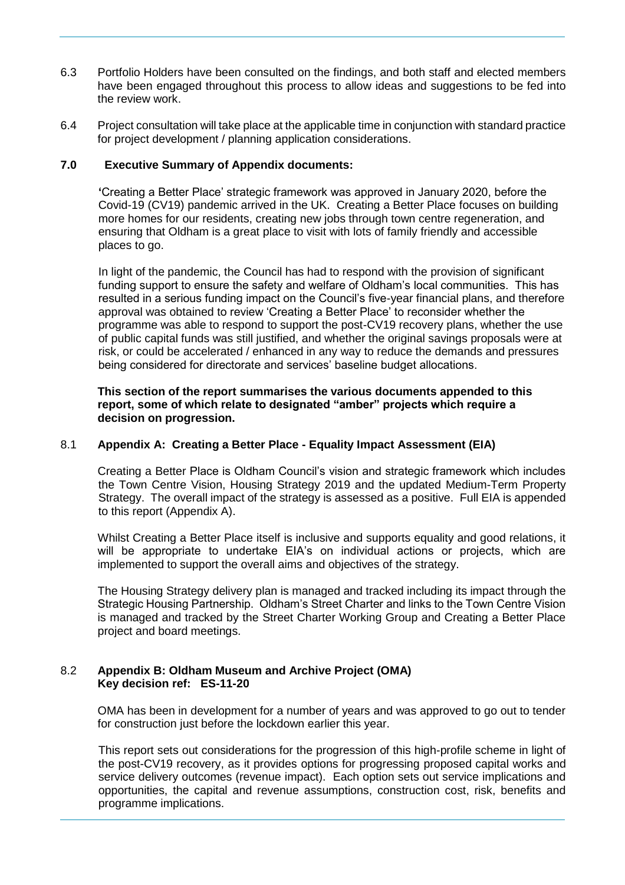6.3 Portfolio Holders have been consulted on the findings, and both staff and elected members have been engaged throughout this process to allow ideas and suggestions to be fed into the review work.

6.4 Project consultation will take place at the applicable time in conjunction with standard practice for project development / planning application considerations.

## 7.0 Executive Summary of Appendix documents:

'Creating a Better Place' strategic framework was approved in January 2020, before the Covid-19 (CV19) pandemic arrived in the UK. Creating a Better Place focuses on building more homes for our residents, creating new jobs through town centre regeneration, and ensuring that Oldham is a great place to visit with lots of family friendly and accessible places to go.

In light of the pandemic, the Council has had to respond with the provision of significant funding support to ensure the safety and welfare of Oldham's local communities. This has resulted in a serious funding impact on the Council's five-year financial plans, and therefore approval was obtained to review 'Creating a Better Place' to reconsider whether the programme was able to respond to support the post-CV19 recovery plans, whether the use of public capital funds was still justified, and whether the original savings proposals were at risk, or could be accelerated / enhanced in any way to reduce the demands and pressures being considered for directorate and services' baseline budget allocations.

**This section of the report summarises the various documents appended to this report, some of which relate to designated "amber" projects which require a decision on progression.**

### 8.1 Appendix A: Creating a Better Place - Equality Impact Assessment (EIA)

Creating a Better Place is Oldham Council's vision and strategic framework which includes the Town Centre Vision, Housing Strategy 2019 and the updated Medium-Term Property Strategy. The overall impact of the strategy is assessed as a positive. Full EIA is appended to this report (Appendix A).

Whilst Creating a Better Place itself is inclusive and supports equality and good relations, it will be appropriate to undertake EIA's on individual actions or projects, which are implemented to support the overall aims and objectives of the strategy.

The Housing Strategy delivery plan is managed and tracked including its impact through the Strategic Housing Partnership. Oldham's Street Charter and links to the Town Centre Vision is managed and tracked by the Street Charter Working Group and Creating a Better Place project and board meetings.

### 8.2 Appendix B: Oldham Museum and Archive Project (OMA) Key decision ref: ES-11-20

OMA has been in development for a number of years and was approved to go out to tender for construction just before the lockdown earlier this year.

This report sets out considerations for the progression of this high-profile scheme in light of the post-CV19 recovery, as it provides options for progressing proposed capital works and service delivery outcomes (revenue impact). Each option sets out service implications and opportunities, the capital and revenue assumptions, construction cost, risk, benefits and programme implications.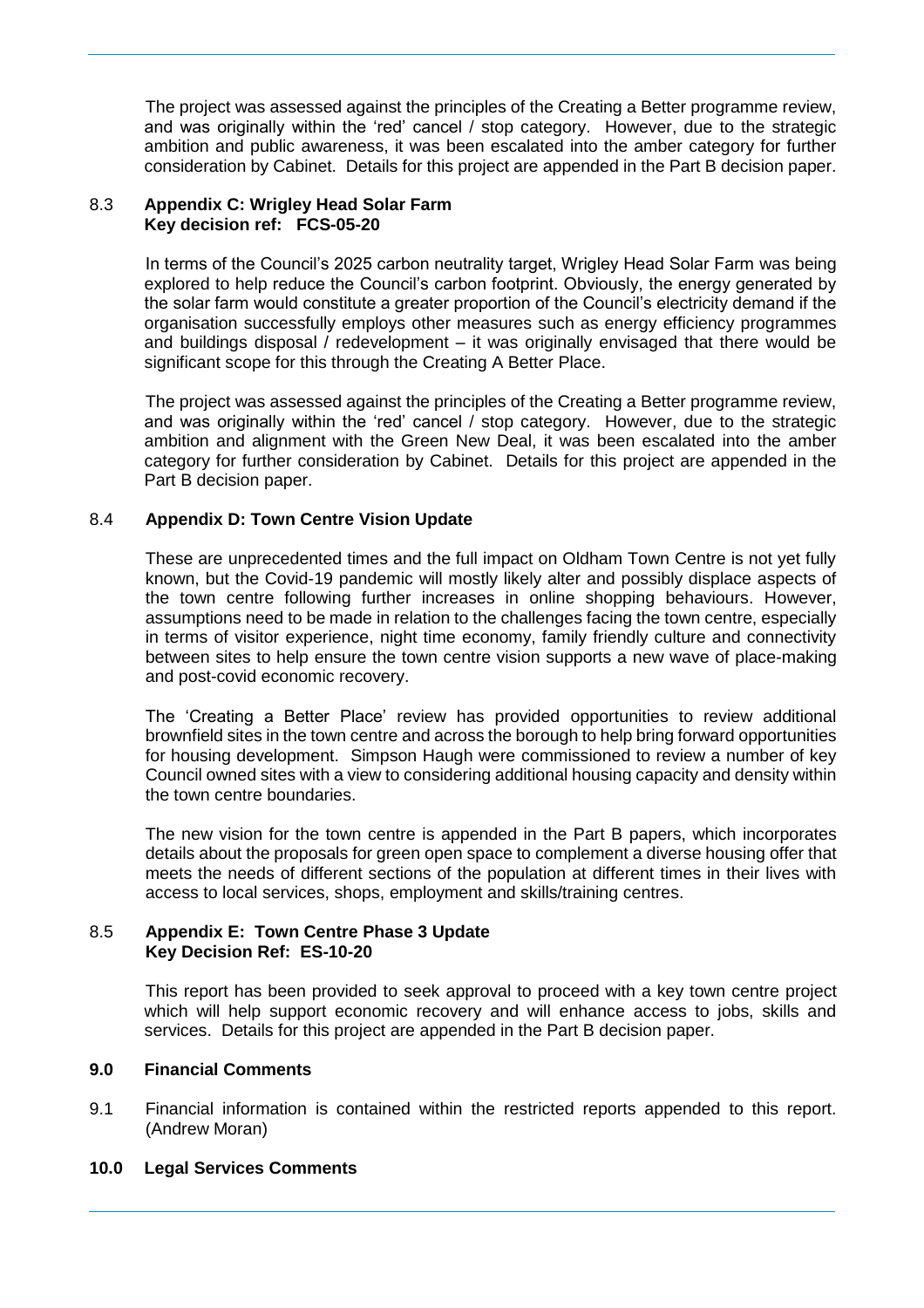The project was assessed against the principles of the Creating a Better programme review, and was originally within the 'red' cancel / stop category. However, due to the strategic ambition and public awareness, it was been escalated into the amber category for further consideration by Cabinet. Details for this project are appended in the Part B decision paper.

8.3 **Appendix C: Wrigley Head Solar Farm**
**Key decision ref: FCS-05-20**

In terms of the Council's 2025 carbon neutrality target, Wrigley Head Solar Farm was being explored to help reduce the Council's carbon footprint. Obviously, the energy generated by the solar farm would constitute a greater proportion of the Council's electricity demand if the organisation successfully employs other measures such as energy efficiency programmes and buildings disposal / redevelopment – it was originally envisaged that there would be significant scope for this through the Creating A Better Place.

The project was assessed against the principles of the Creating a Better programme review, and was originally within the 'red' cancel / stop category. However, due to the strategic ambition and alignment with the Green New Deal, it was been escalated into the amber category for further consideration by Cabinet. Details for this project are appended in the Part B decision paper.

8.4 **Appendix D: Town Centre Vision Update**

These are unprecedented times and the full impact on Oldham Town Centre is not yet fully known, but the Covid-19 pandemic will mostly likely alter and possibly displace aspects of the town centre following further increases in online shopping behaviours. However, assumptions need to be made in relation to the challenges facing the town centre, especially in terms of visitor experience, night time economy, family friendly culture and connectivity between sites to help ensure the town centre vision supports a new wave of place-making and post-covid economic recovery.

The 'Creating a Better Place' review has provided opportunities to review additional brownfield sites in the town centre and across the borough to help bring forward opportunities for housing development. Simpson Haugh were commissioned to review a number of key Council owned sites with a view to considering additional housing capacity and density within the town centre boundaries.

The new vision for the town centre is appended in the Part B papers, which incorporates details about the proposals for green open space to complement a diverse housing offer that meets the needs of different sections of the population at different times in their lives with access to local services, shops, employment and skills/training centres.

8.5 **Appendix E: Town Centre Phase 3 Update**
**Key Decision Ref: ES-10-20**

This report has been provided to seek approval to proceed with a key town centre project which will help support economic recovery and will enhance access to jobs, skills and services. Details for this project are appended in the Part B decision paper.

## 9.0 Financial Comments

9.1 Financial information is contained within the restricted reports appended to this report. (Andrew Moran)

## 10.0 Legal Services Comments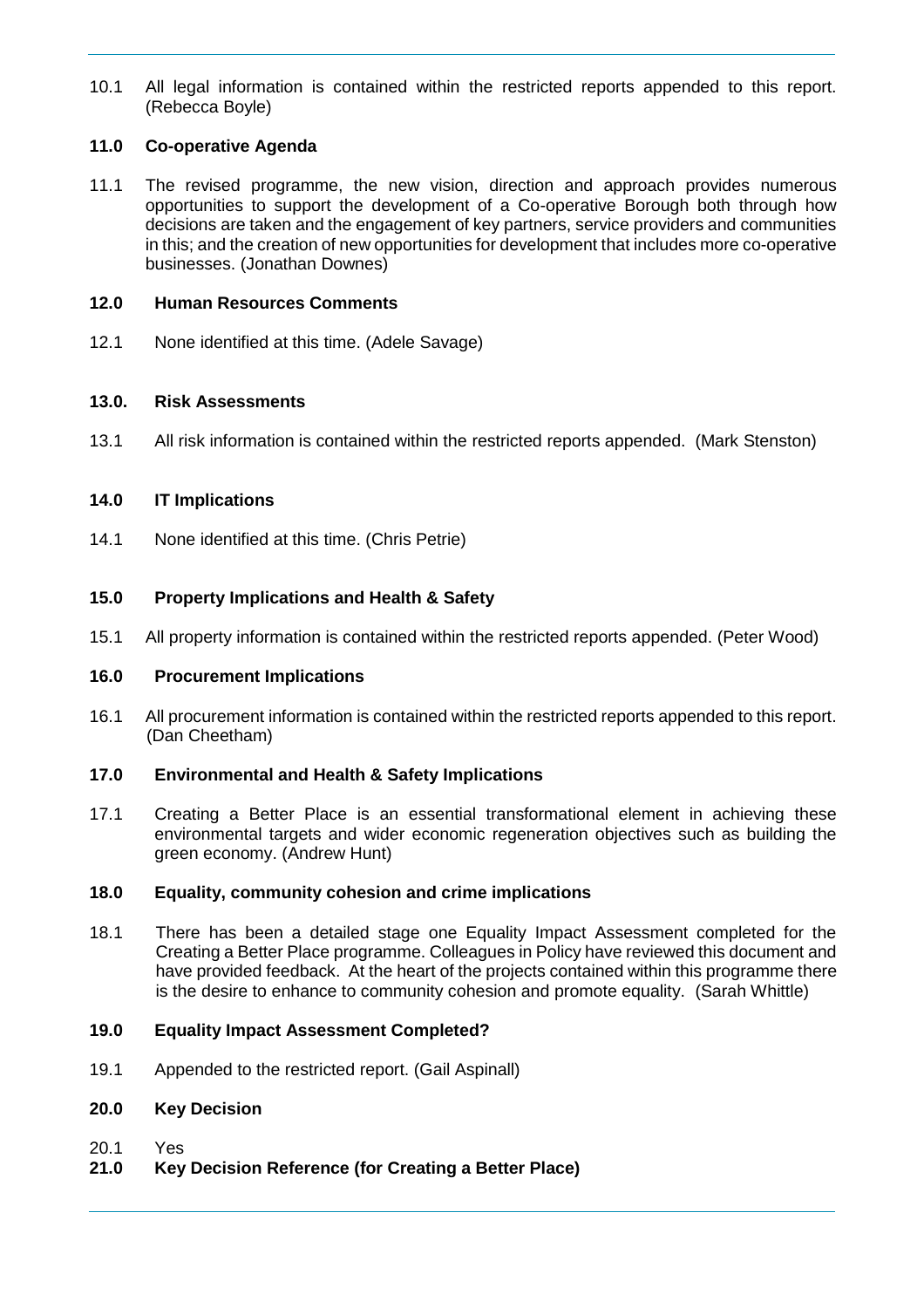10.1 All legal information is contained within the restricted reports appended to this report. (Rebecca Boyle)

## 11.0 Co-operative Agenda

11.1 The revised programme, the new vision, direction and approach provides numerous opportunities to support the development of a Co-operative Borough both through how decisions are taken and the engagement of key partners, service providers and communities in this; and the creation of new opportunities for development that includes more co-operative businesses. (Jonathan Downes)

## 12.0 Human Resources Comments

12.1 None identified at this time. (Adele Savage)

## 13.0. Risk Assessments

13.1 All risk information is contained within the restricted reports appended. (Mark Stenston)

## 14.0 IT Implications

14.1 None identified at this time. (Chris Petrie)

## 15.0 Property Implications and Health & Safety

15.1 All property information is contained within the restricted reports appended. (Peter Wood)

## 16.0 Procurement Implications

16.1 All procurement information is contained within the restricted reports appended to this report. (Dan Cheetham)

## 17.0 Environmental and Health & Safety Implications

17.1 Creating a Better Place is an essential transformational element in achieving these environmental targets and wider economic regeneration objectives such as building the green economy. (Andrew Hunt)

## 18.0 Equality, community cohesion and crime implications

18.1 There has been a detailed stage one Equality Impact Assessment completed for the Creating a Better Place programme. Colleagues in Policy have reviewed this document and have provided feedback. At the heart of the projects contained within this programme there is the desire to enhance to community cohesion and promote equality. (Sarah Whittle)

## 19.0 Equality Impact Assessment Completed?

19.1 Appended to the restricted report. (Gail Aspinall)

## 20.0 Key Decision

20.1 Yes

## 21.0 Key Decision Reference (for Creating a Better Place)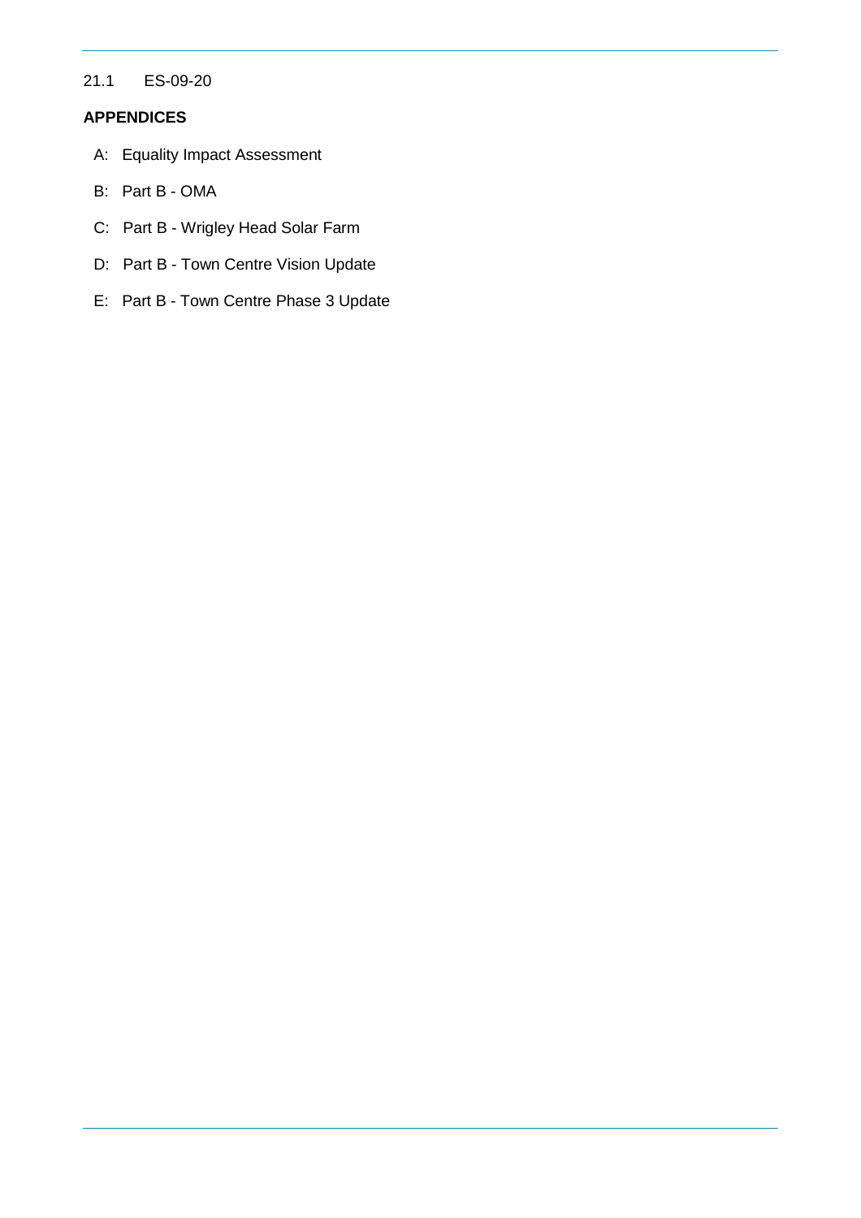21.1 ES-09-20

**APPENDICES**

A: Equality Impact Assessment

B: Part B - OMA

C: Part B - Wrigley Head Solar Farm

D: Part B - Town Centre Vision Update

E: Part B - Town Centre Phase 3 Update